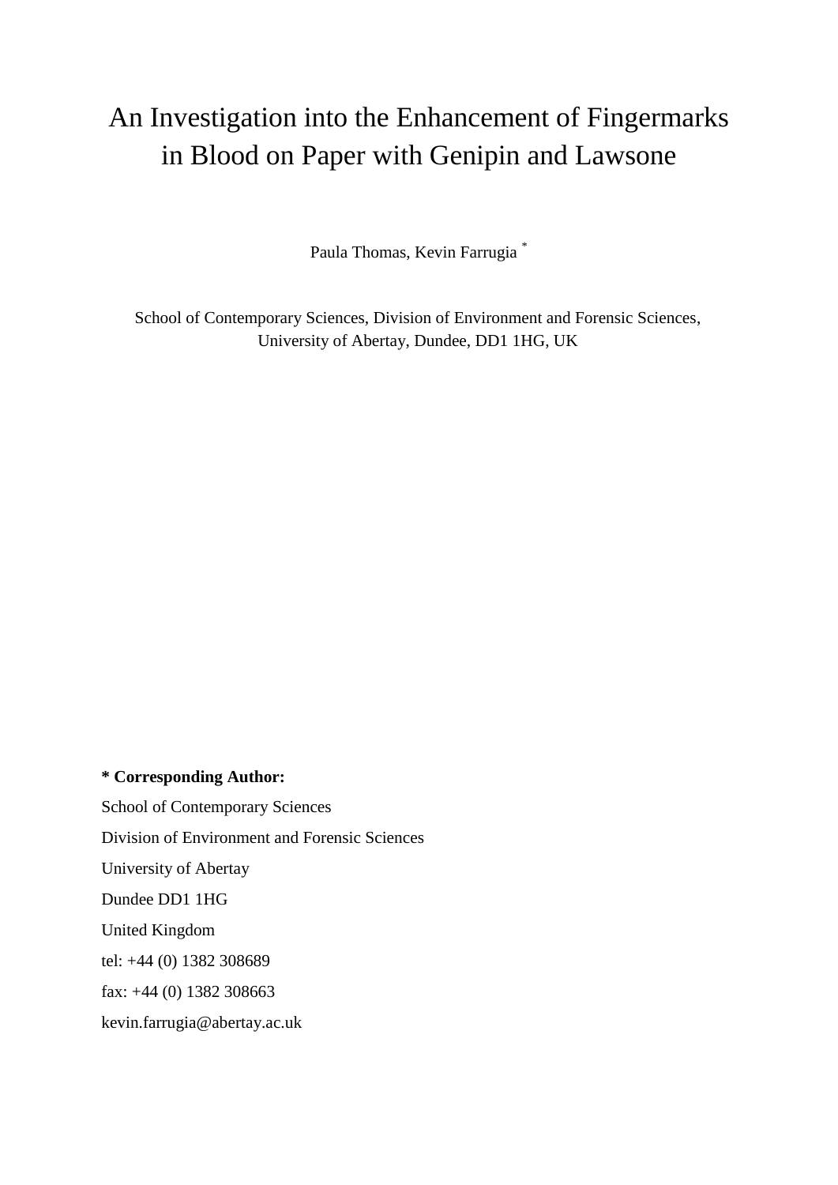# An Investigation into the Enhancement of Fingermarks in Blood on Paper with Genipin and Lawsone

Paula Thomas, Kevin Farrugia [*]

School of Contemporary Sciences, Division of Environment and Forensic Sciences, University of Abertay, Dundee, DD1 1HG, UK

**\* Corresponding Author:**

School of Contemporary Sciences

Division of Environment and Forensic Sciences

University of Abertay

Dundee DD1 1HG

United Kingdom

tel: +44 (0) 1382 308689

fax: +44 (0) 1382 308663

kevin.farrugia@abertay.ac.uk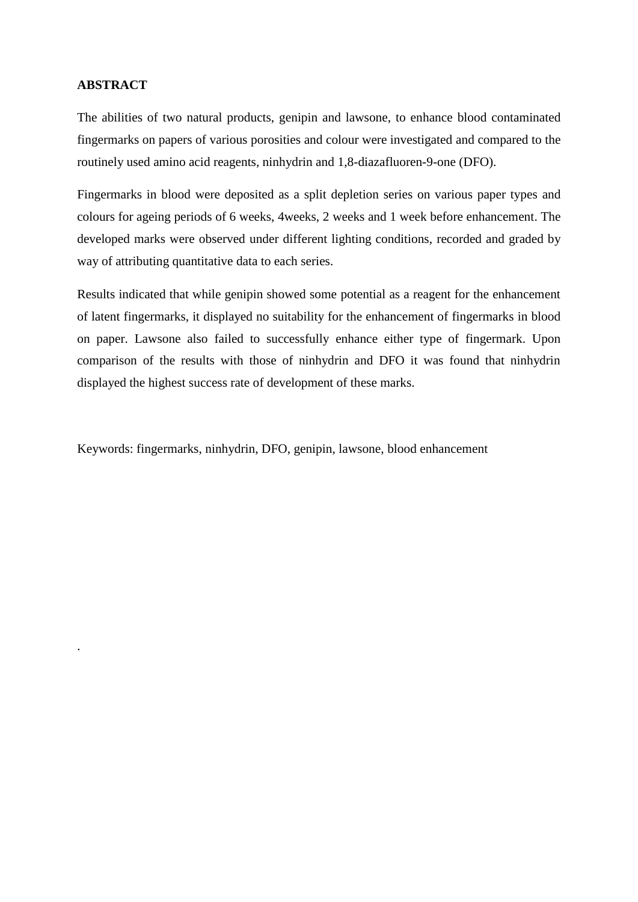## ABSTRACT

The abilities of two natural products, genipin and lawsone, to enhance blood contaminated fingermarks on papers of various porosities and colour were investigated and compared to the routinely used amino acid reagents, ninhydrin and 1,8-diazafluoren-9-one (DFO).

Fingermarks in blood were deposited as a split depletion series on various paper types and colours for ageing periods of 6 weeks, 4weeks, 2 weeks and 1 week before enhancement. The developed marks were observed under different lighting conditions, recorded and graded by way of attributing quantitative data to each series.

Results indicated that while genipin showed some potential as a reagent for the enhancement of latent fingermarks, it displayed no suitability for the enhancement of fingermarks in blood on paper. Lawsone also failed to successfully enhance either type of fingermark. Upon comparison of the results with those of ninhydrin and DFO it was found that ninhydrin displayed the highest success rate of development of these marks.

Keywords: fingermarks, ninhydrin, DFO, genipin, lawsone, blood enhancement

.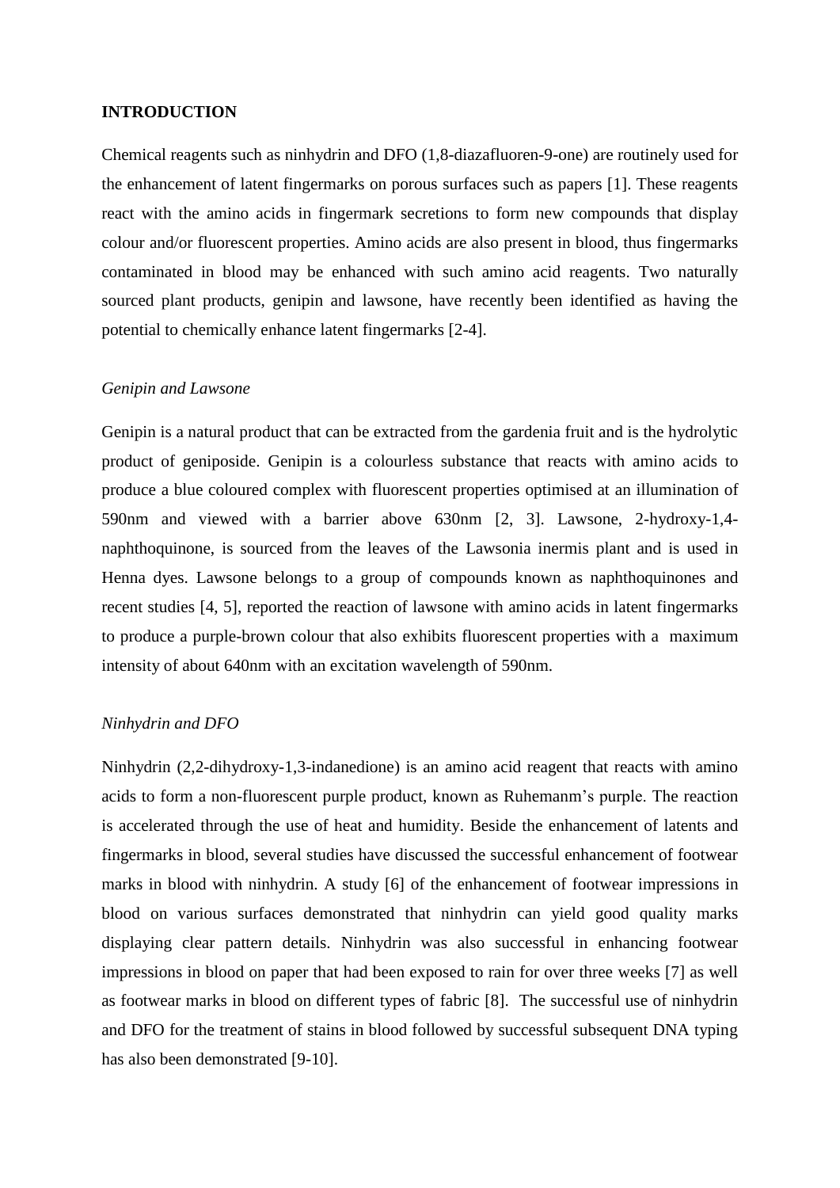**INTRODUCTION**

Chemical reagents such as ninhydrin and DFO (1,8-diazafluoren-9-one) are routinely used for the enhancement of latent fingermarks on porous surfaces such as papers [1]. These reagents react with the amino acids in fingermark secretions to form new compounds that display colour and/or fluorescent properties. Amino acids are also present in blood, thus fingermarks contaminated in blood may be enhanced with such amino acid reagents. Two naturally sourced plant products, genipin and lawsone, have recently been identified as having the potential to chemically enhance latent fingermarks [2-4].

*Genipin and Lawsone*

Genipin is a natural product that can be extracted from the gardenia fruit and is the hydrolytic product of geniposide. Genipin is a colourless substance that reacts with amino acids to produce a blue coloured complex with fluorescent properties optimised at an illumination of 590nm and viewed with a barrier above 630nm [2, 3]. Lawsone, 2-hydroxy-1,4-naphthoquinone, is sourced from the leaves of the Lawsonia inermis plant and is used in Henna dyes. Lawsone belongs to a group of compounds known as naphthoquinones and recent studies [4, 5], reported the reaction of lawsone with amino acids in latent fingermarks to produce a purple-brown colour that also exhibits fluorescent properties with a maximum intensity of about 640nm with an excitation wavelength of 590nm.

*Ninhydrin and DFO*

Ninhydrin (2,2-dihydroxy-1,3-indanedione) is an amino acid reagent that reacts with amino acids to form a non-fluorescent purple product, known as Ruhemanm's purple. The reaction is accelerated through the use of heat and humidity. Beside the enhancement of latents and fingermarks in blood, several studies have discussed the successful enhancement of footwear marks in blood with ninhydrin. A study [6] of the enhancement of footwear impressions in blood on various surfaces demonstrated that ninhydrin can yield good quality marks displaying clear pattern details. Ninhydrin was also successful in enhancing footwear impressions in blood on paper that had been exposed to rain for over three weeks [7] as well as footwear marks in blood on different types of fabric [8]. The successful use of ninhydrin and DFO for the treatment of stains in blood followed by successful subsequent DNA typing has also been demonstrated [9-10].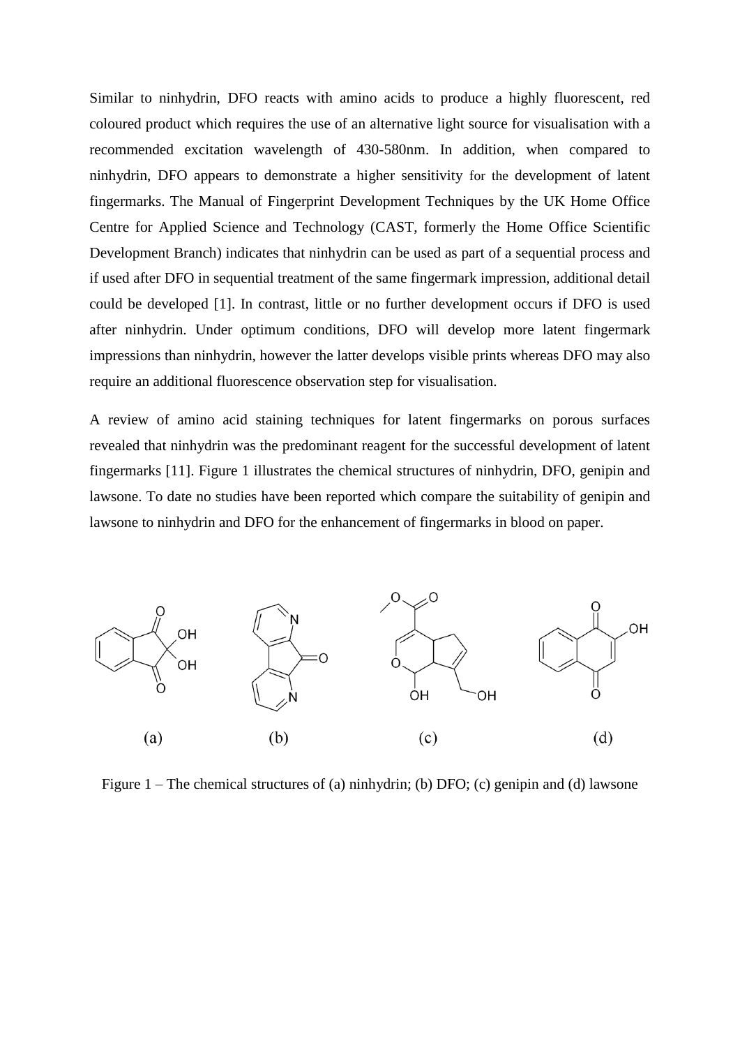Similar to ninhydrin, DFO reacts with amino acids to produce a highly fluorescent, red coloured product which requires the use of an alternative light source for visualisation with a recommended excitation wavelength of 430-580nm. In addition, when compared to ninhydrin, DFO appears to demonstrate a higher sensitivity for the development of latent fingermarks. The Manual of Fingerprint Development Techniques by the UK Home Office Centre for Applied Science and Technology (CAST, formerly the Home Office Scientific Development Branch) indicates that ninhydrin can be used as part of a sequential process and if used after DFO in sequential treatment of the same fingermark impression, additional detail could be developed [1]. In contrast, little or no further development occurs if DFO is used after ninhydrin. Under optimum conditions, DFO will develop more latent fingermark impressions than ninhydrin, however the latter develops visible prints whereas DFO may also require an additional fluorescence observation step for visualisation.

A review of amino acid staining techniques for latent fingermarks on porous surfaces revealed that ninhydrin was the predominant reagent for the successful development of latent fingermarks [11]. Figure 1 illustrates the chemical structures of ninhydrin, DFO, genipin and lawsone. To date no studies have been reported which compare the suitability of genipin and lawsone to ninhydrin and DFO for the enhancement of fingermarks in blood on paper.

Figure 1 – The chemical structures of (a) ninhydrin; (b) DFO; (c) genipin and (d) lawsone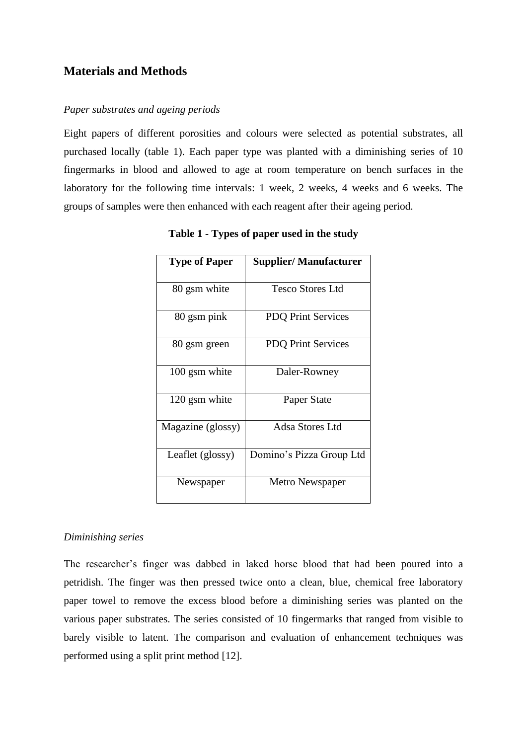## Materials and Methods

*Paper substrates and ageing periods*

Eight papers of different porosities and colours were selected as potential substrates, all purchased locally (table 1). Each paper type was planted with a diminishing series of 10 fingermarks in blood and allowed to age at room temperature on bench surfaces in the laboratory for the following time intervals: 1 week, 2 weeks, 4 weeks and 6 weeks. The groups of samples were then enhanced with each reagent after their ageing period.

**Table 1 - Types of paper used in the study**

| Type of Paper | Supplier/ Manufacturer |
|---|---|
| 80 gsm white | Tesco Stores Ltd |
| 80 gsm pink | PDQ Print Services |
| 80 gsm green | PDQ Print Services |
| 100 gsm white | Daler-Rowney |
| 120 gsm white | Paper State |
| Magazine (glossy) | Adsa Stores Ltd |
| Leaflet (glossy) | Domino's Pizza Group Ltd |
| Newspaper | Metro Newspaper |

*Diminishing series*

The researcher's finger was dabbed in laked horse blood that had been poured into a petridish. The finger was then pressed twice onto a clean, blue, chemical free laboratory paper towel to remove the excess blood before a diminishing series was planted on the various paper substrates. The series consisted of 10 fingermarks that ranged from visible to barely visible to latent. The comparison and evaluation of enhancement techniques was performed using a split print method [12].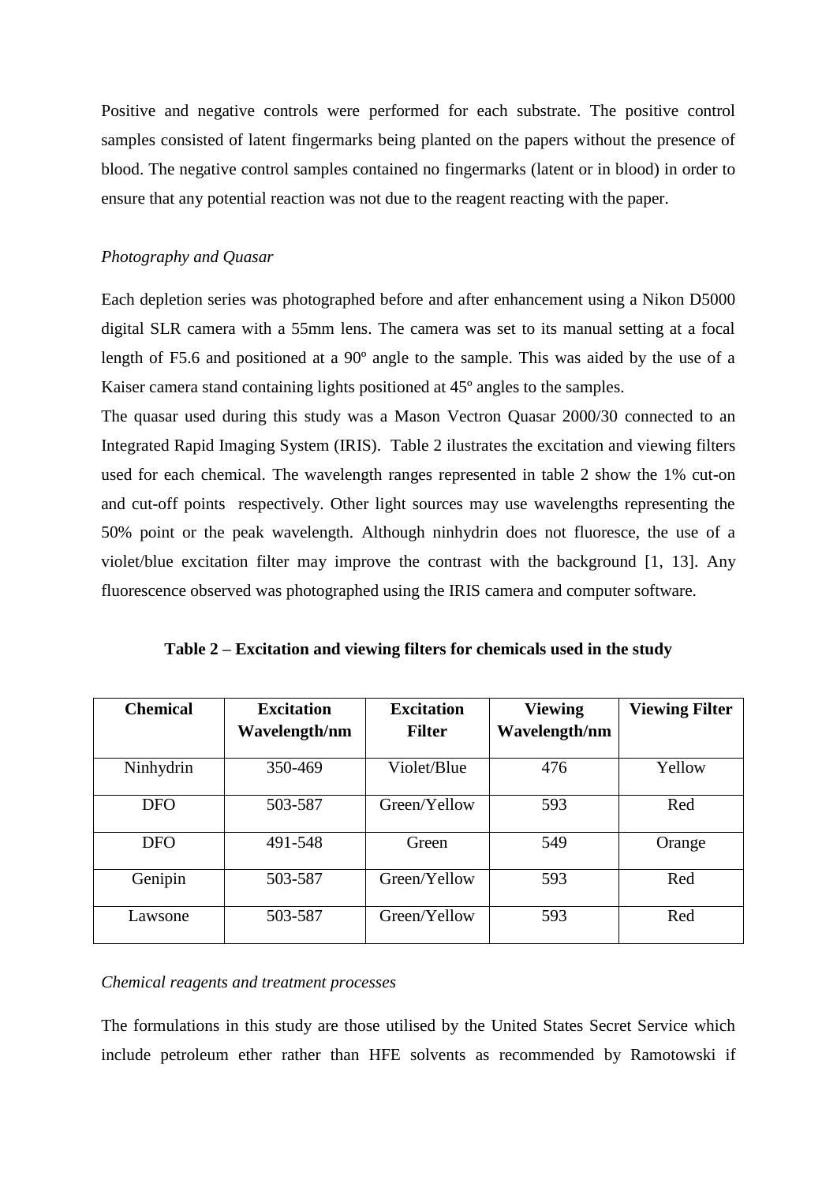Positive and negative controls were performed for each substrate. The positive control samples consisted of latent fingermarks being planted on the papers without the presence of blood. The negative control samples contained no fingermarks (latent or in blood) in order to ensure that any potential reaction was not due to the reagent reacting with the paper.

*Photography and Quasar*

Each depletion series was photographed before and after enhancement using a Nikon D5000 digital SLR camera with a 55mm lens. The camera was set to its manual setting at a focal length of F5.6 and positioned at a 90º angle to the sample. This was aided by the use of a Kaiser camera stand containing lights positioned at 45º angles to the samples.

The quasar used during this study was a Mason Vectron Quasar 2000/30 connected to an Integrated Rapid Imaging System (IRIS). Table 2 ilustrates the excitation and viewing filters used for each chemical. The wavelength ranges represented in table 2 show the 1% cut-on and cut-off points respectively. Other light sources may use wavelengths representing the 50% point or the peak wavelength. Although ninhydrin does not fluoresce, the use of a violet/blue excitation filter may improve the contrast with the background [1, 13]. Any fluorescence observed was photographed using the IRIS camera and computer software.

**Table 2 – Excitation and viewing filters for chemicals used in the study**

| Chemical | Excitation Wavelength/nm | Excitation Filter | Viewing Wavelength/nm | Viewing Filter |
|---|---|---|---|---|
| Ninhydrin | 350-469 | Violet/Blue | 476 | Yellow |
| DFO | 503-587 | Green/Yellow | 593 | Red |
| DFO | 491-548 | Green | 549 | Orange |
| Genipin | 503-587 | Green/Yellow | 593 | Red |
| Lawsone | 503-587 | Green/Yellow | 593 | Red |

*Chemical reagents and treatment processes*

The formulations in this study are those utilised by the United States Secret Service which include petroleum ether rather than HFE solvents as recommended by Ramotowski if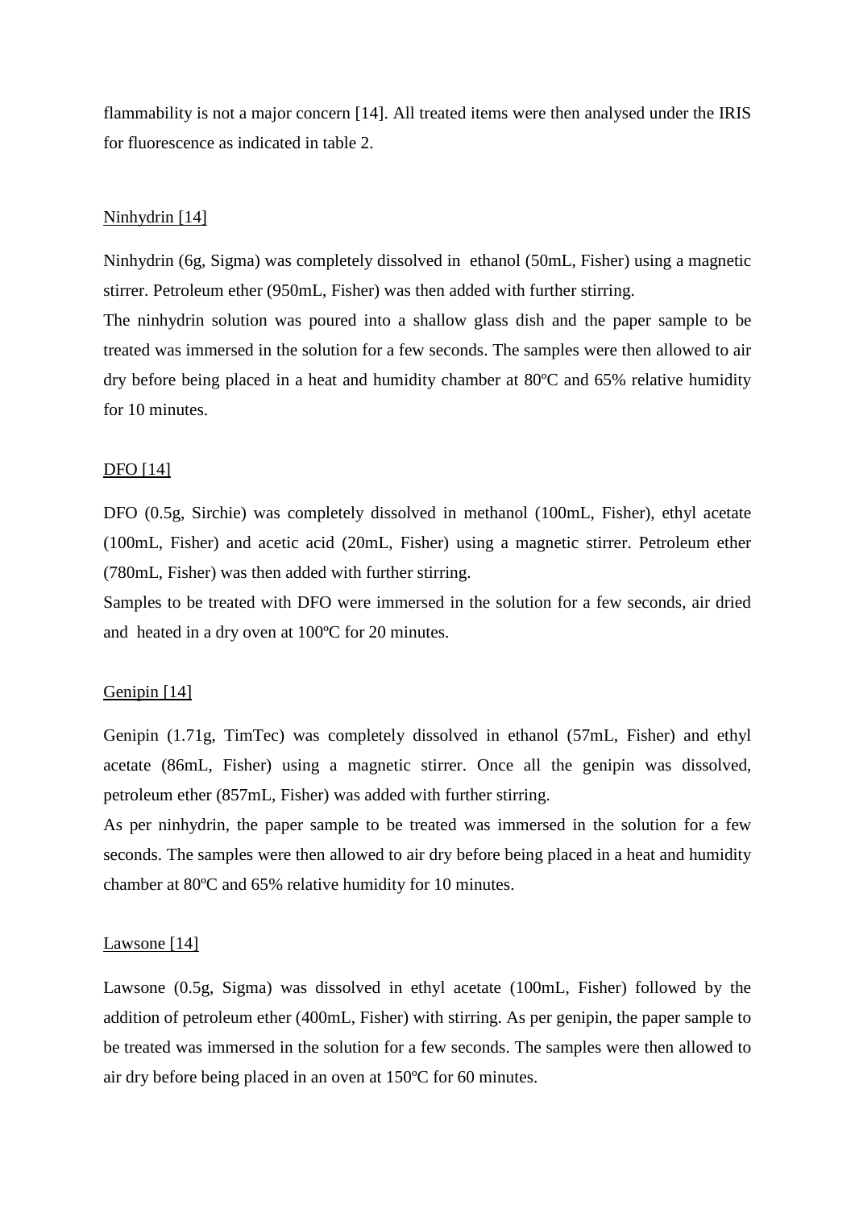flammability is not a major concern [14]. All treated items were then analysed under the IRIS for fluorescence as indicated in table 2.

<u>Ninhydrin [14]</u>

Ninhydrin (6g, Sigma) was completely dissolved in ethanol (50mL, Fisher) using a magnetic stirrer. Petroleum ether (950mL, Fisher) was then added with further stirring.
The ninhydrin solution was poured into a shallow glass dish and the paper sample to be treated was immersed in the solution for a few seconds. The samples were then allowed to air dry before being placed in a heat and humidity chamber at 80ºC and 65% relative humidity for 10 minutes.

<u>DFO [14]</u>

DFO (0.5g, Sirchie) was completely dissolved in methanol (100mL, Fisher), ethyl acetate (100mL, Fisher) and acetic acid (20mL, Fisher) using a magnetic stirrer. Petroleum ether (780mL, Fisher) was then added with further stirring.
Samples to be treated with DFO were immersed in the solution for a few seconds, air dried and heated in a dry oven at 100ºC for 20 minutes.

<u>Genipin [14]</u>

Genipin (1.71g, TimTec) was completely dissolved in ethanol (57mL, Fisher) and ethyl acetate (86mL, Fisher) using a magnetic stirrer. Once all the genipin was dissolved, petroleum ether (857mL, Fisher) was added with further stirring.
As per ninhydrin, the paper sample to be treated was immersed in the solution for a few seconds. The samples were then allowed to air dry before being placed in a heat and humidity chamber at 80ºC and 65% relative humidity for 10 minutes.

<u>Lawsone [14]</u>

Lawsone (0.5g, Sigma) was dissolved in ethyl acetate (100mL, Fisher) followed by the addition of petroleum ether (400mL, Fisher) with stirring. As per genipin, the paper sample to be treated was immersed in the solution for a few seconds. The samples were then allowed to air dry before being placed in an oven at 150ºC for 60 minutes.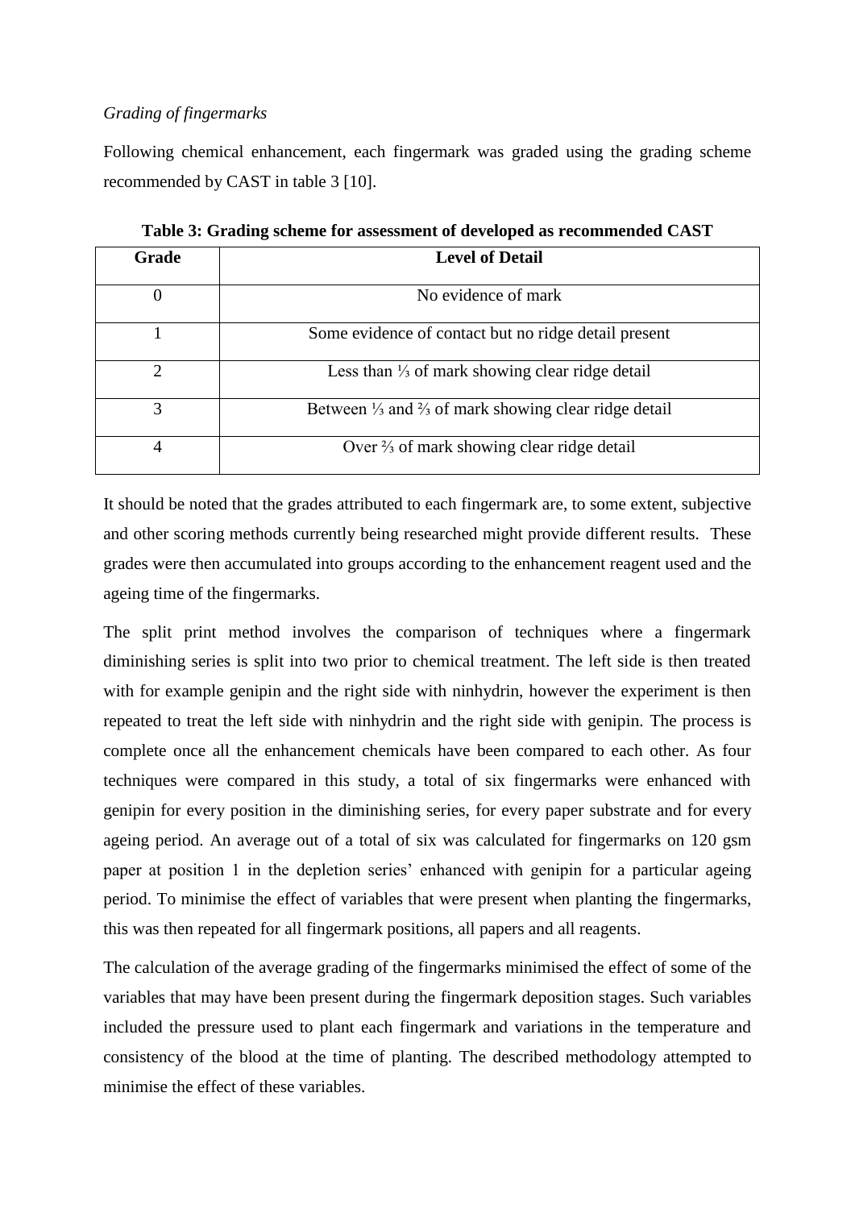*Grading of fingermarks*

Following chemical enhancement, each fingermark was graded using the grading scheme recommended by CAST in table 3 [10].

**Table 3: Grading scheme for assessment of developed as recommended CAST**

| Grade | Level of Detail |
|---|---|
| 0 | No evidence of mark |
| 1 | Some evidence of contact but no ridge detail present |
| 2 | Less than ⅓ of mark showing clear ridge detail |
| 3 | Between ⅓ and ⅔ of mark showing clear ridge detail |
| 4 | Over ⅔ of mark showing clear ridge detail |

It should be noted that the grades attributed to each fingermark are, to some extent, subjective and other scoring methods currently being researched might provide different results. These grades were then accumulated into groups according to the enhancement reagent used and the ageing time of the fingermarks.

The split print method involves the comparison of techniques where a fingermark diminishing series is split into two prior to chemical treatment. The left side is then treated with for example genipin and the right side with ninhydrin, however the experiment is then repeated to treat the left side with ninhydrin and the right side with genipin. The process is complete once all the enhancement chemicals have been compared to each other. As four techniques were compared in this study, a total of six fingermarks were enhanced with genipin for every position in the diminishing series, for every paper substrate and for every ageing period. An average out of a total of six was calculated for fingermarks on 120 gsm paper at position 1 in the depletion series' enhanced with genipin for a particular ageing period. To minimise the effect of variables that were present when planting the fingermarks, this was then repeated for all fingermark positions, all papers and all reagents.

The calculation of the average grading of the fingermarks minimised the effect of some of the variables that may have been present during the fingermark deposition stages. Such variables included the pressure used to plant each fingermark and variations in the temperature and consistency of the blood at the time of planting. The described methodology attempted to minimise the effect of these variables.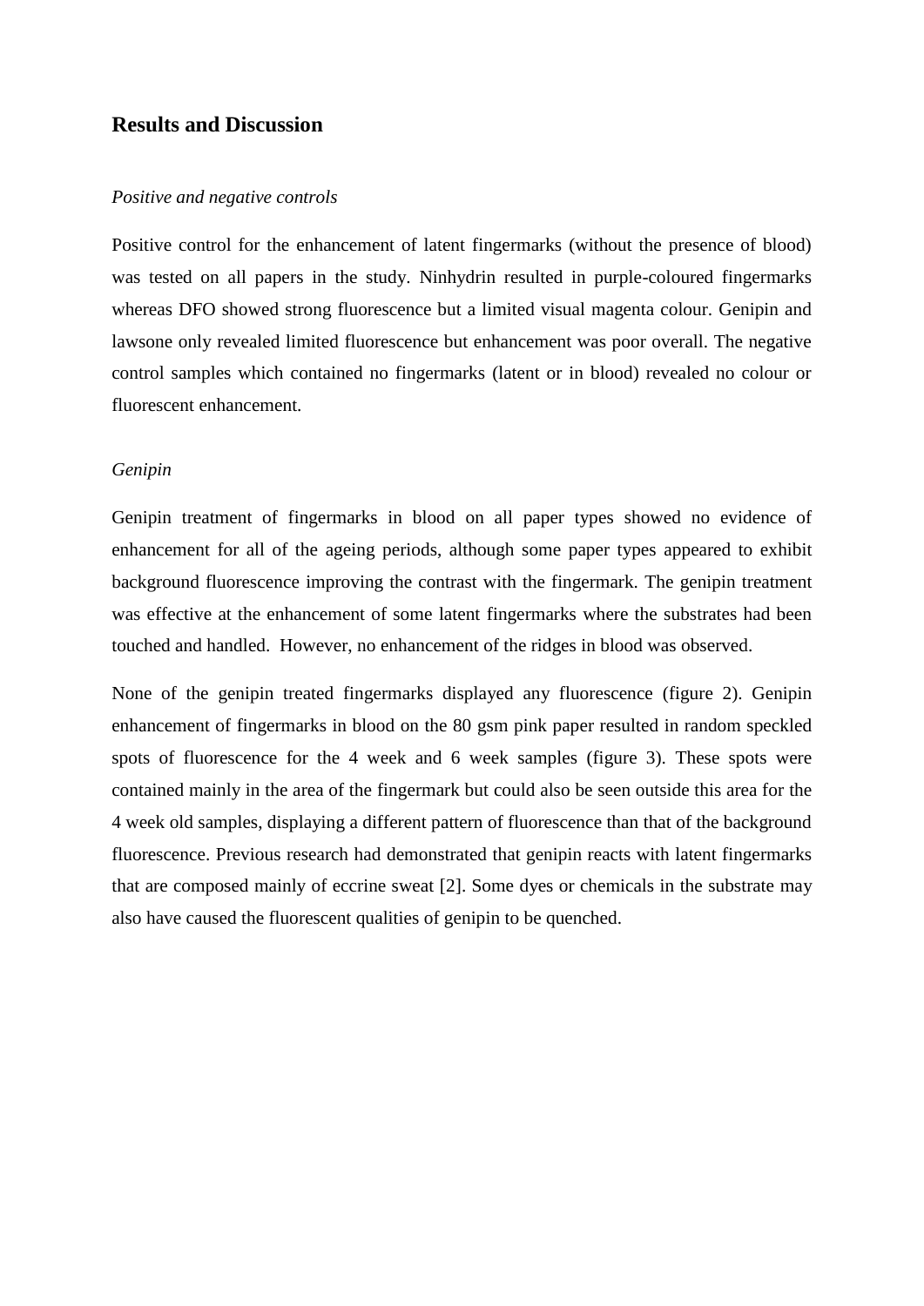## Results and Discussion

*Positive and negative controls*

Positive control for the enhancement of latent fingermarks (without the presence of blood) was tested on all papers in the study. Ninhydrin resulted in purple-coloured fingermarks whereas DFO showed strong fluorescence but a limited visual magenta colour. Genipin and lawsone only revealed limited fluorescence but enhancement was poor overall. The negative control samples which contained no fingermarks (latent or in blood) revealed no colour or fluorescent enhancement.

*Genipin*

Genipin treatment of fingermarks in blood on all paper types showed no evidence of enhancement for all of the ageing periods, although some paper types appeared to exhibit background fluorescence improving the contrast with the fingermark. The genipin treatment was effective at the enhancement of some latent fingermarks where the substrates had been touched and handled. However, no enhancement of the ridges in blood was observed.

None of the genipin treated fingermarks displayed any fluorescence (figure 2). Genipin enhancement of fingermarks in blood on the 80 gsm pink paper resulted in random speckled spots of fluorescence for the 4 week and 6 week samples (figure 3). These spots were contained mainly in the area of the fingermark but could also be seen outside this area for the 4 week old samples, displaying a different pattern of fluorescence than that of the background fluorescence. Previous research had demonstrated that genipin reacts with latent fingermarks that are composed mainly of eccrine sweat [2]. Some dyes or chemicals in the substrate may also have caused the fluorescent qualities of genipin to be quenched.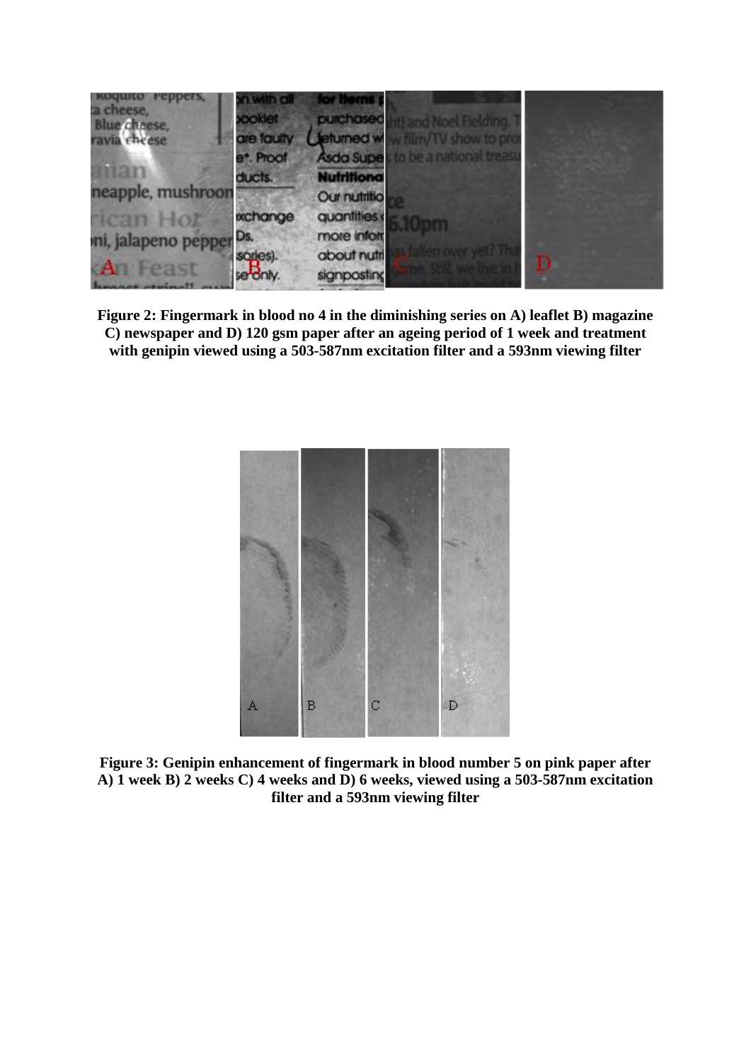**Figure 2: Fingermark in blood no 4 in the diminishing series on A) leaflet B) magazine C) newspaper and D) 120 gsm paper after an ageing period of 1 week and treatment with genipin viewed using a 503-587nm excitation filter and a 593nm viewing filter**

**Figure 3: Genipin enhancement of fingermark in blood number 5 on pink paper after A) 1 week B) 2 weeks C) 4 weeks and D) 6 weeks, viewed using a 503-587nm excitation filter and a 593nm viewing filter**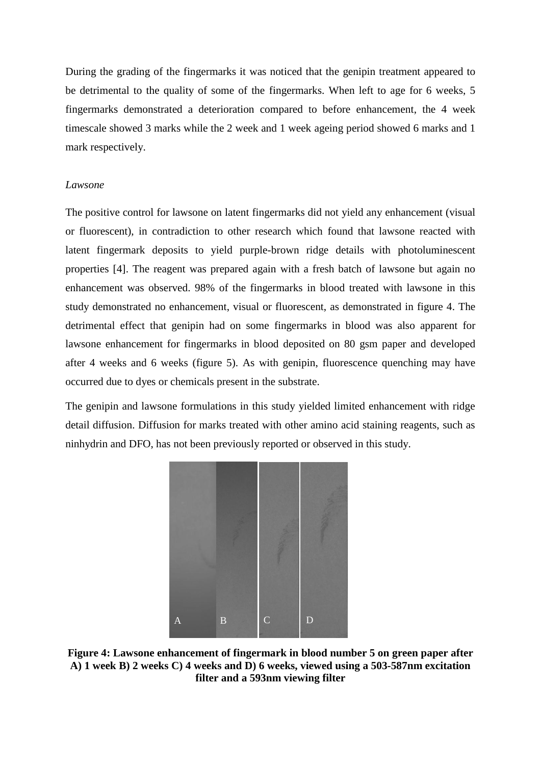During the grading of the fingermarks it was noticed that the genipin treatment appeared to be detrimental to the quality of some of the fingermarks. When left to age for 6 weeks, 5 fingermarks demonstrated a deterioration compared to before enhancement, the 4 week timescale showed 3 marks while the 2 week and 1 week ageing period showed 6 marks and 1 mark respectively.

*Lawsone*

The positive control for lawsone on latent fingermarks did not yield any enhancement (visual or fluorescent), in contradiction to other research which found that lawsone reacted with latent fingermark deposits to yield purple-brown ridge details with photoluminescent properties [4]. The reagent was prepared again with a fresh batch of lawsone but again no enhancement was observed. 98% of the fingermarks in blood treated with lawsone in this study demonstrated no enhancement, visual or fluorescent, as demonstrated in figure 4. The detrimental effect that genipin had on some fingermarks in blood was also apparent for lawsone enhancement for fingermarks in blood deposited on 80 gsm paper and developed after 4 weeks and 6 weeks (figure 5). As with genipin, fluorescence quenching may have occurred due to dyes or chemicals present in the substrate.

The genipin and lawsone formulations in this study yielded limited enhancement with ridge detail diffusion. Diffusion for marks treated with other amino acid staining reagents, such as ninhydrin and DFO, has not been previously reported or observed in this study.

A B C D

**Figure 4: Lawsone enhancement of fingermark in blood number 5 on green paper after A) 1 week B) 2 weeks C) 4 weeks and D) 6 weeks, viewed using a 503-587nm excitation filter and a 593nm viewing filter**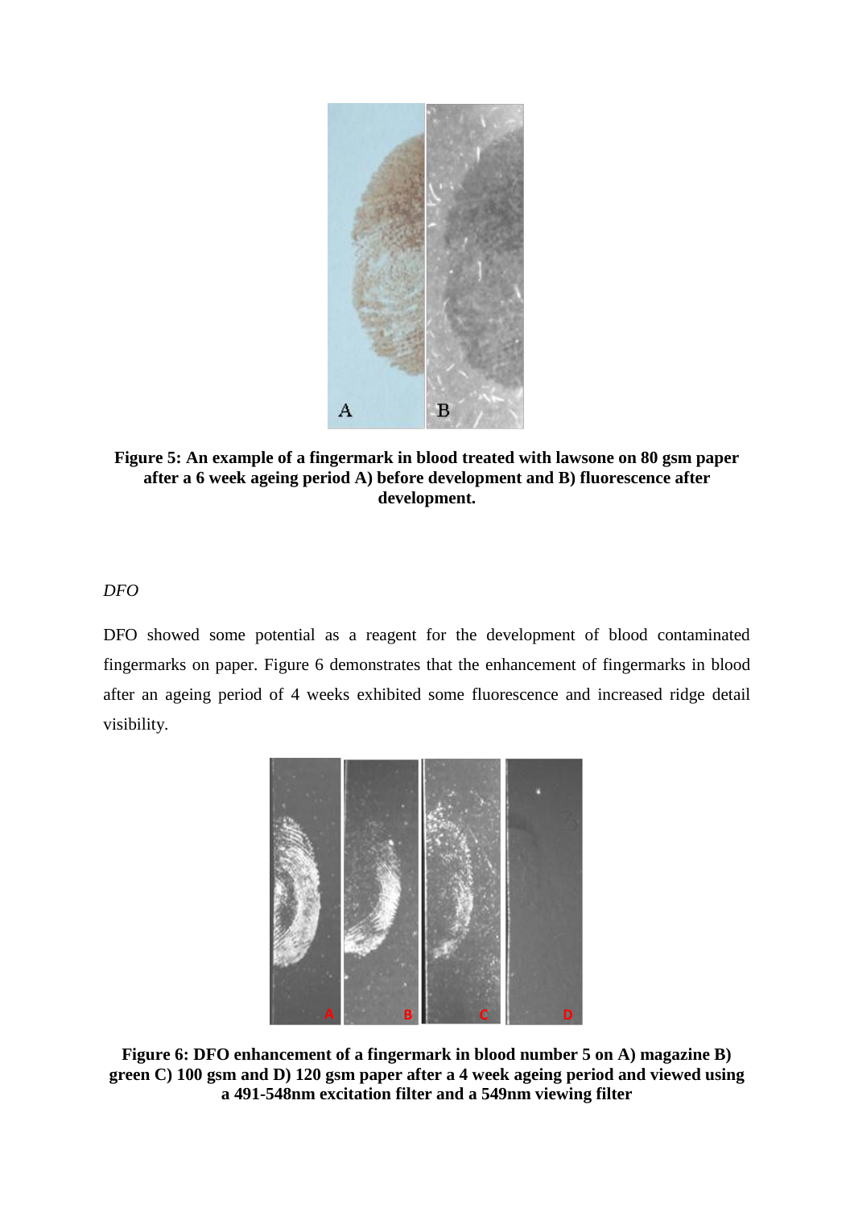**Figure 5: An example of a fingermark in blood treated with lawsone on 80 gsm paper after a 6 week ageing period A) before development and B) fluorescence after development.**

*DFO*

DFO showed some potential as a reagent for the development of blood contaminated fingermarks on paper. Figure 6 demonstrates that the enhancement of fingermarks in blood after an ageing period of 4 weeks exhibited some fluorescence and increased ridge detail visibility.

**Figure 6: DFO enhancement of a fingermark in blood number 5 on A) magazine B) green C) 100 gsm and D) 120 gsm paper after a 4 week ageing period and viewed using a 491-548nm excitation filter and a 549nm viewing filter**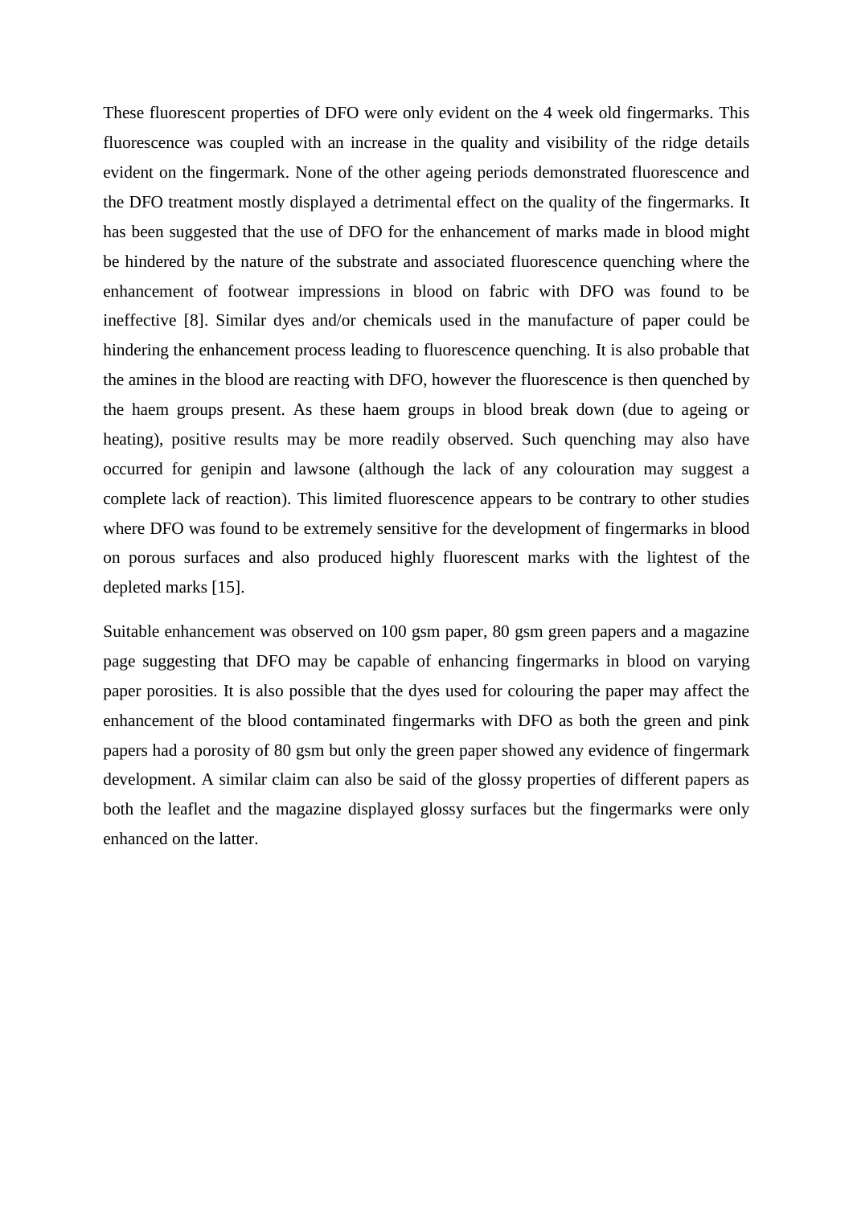These fluorescent properties of DFO were only evident on the 4 week old fingermarks. This fluorescence was coupled with an increase in the quality and visibility of the ridge details evident on the fingermark. None of the other ageing periods demonstrated fluorescence and the DFO treatment mostly displayed a detrimental effect on the quality of the fingermarks. It has been suggested that the use of DFO for the enhancement of marks made in blood might be hindered by the nature of the substrate and associated fluorescence quenching where the enhancement of footwear impressions in blood on fabric with DFO was found to be ineffective [8]. Similar dyes and/or chemicals used in the manufacture of paper could be hindering the enhancement process leading to fluorescence quenching. It is also probable that the amines in the blood are reacting with DFO, however the fluorescence is then quenched by the haem groups present. As these haem groups in blood break down (due to ageing or heating), positive results may be more readily observed. Such quenching may also have occurred for genipin and lawsone (although the lack of any colouration may suggest a complete lack of reaction). This limited fluorescence appears to be contrary to other studies where DFO was found to be extremely sensitive for the development of fingermarks in blood on porous surfaces and also produced highly fluorescent marks with the lightest of the depleted marks [15].

Suitable enhancement was observed on 100 gsm paper, 80 gsm green papers and a magazine page suggesting that DFO may be capable of enhancing fingermarks in blood on varying paper porosities. It is also possible that the dyes used for colouring the paper may affect the enhancement of the blood contaminated fingermarks with DFO as both the green and pink papers had a porosity of 80 gsm but only the green paper showed any evidence of fingermark development. A similar claim can also be said of the glossy properties of different papers as both the leaflet and the magazine displayed glossy surfaces but the fingermarks were only enhanced on the latter.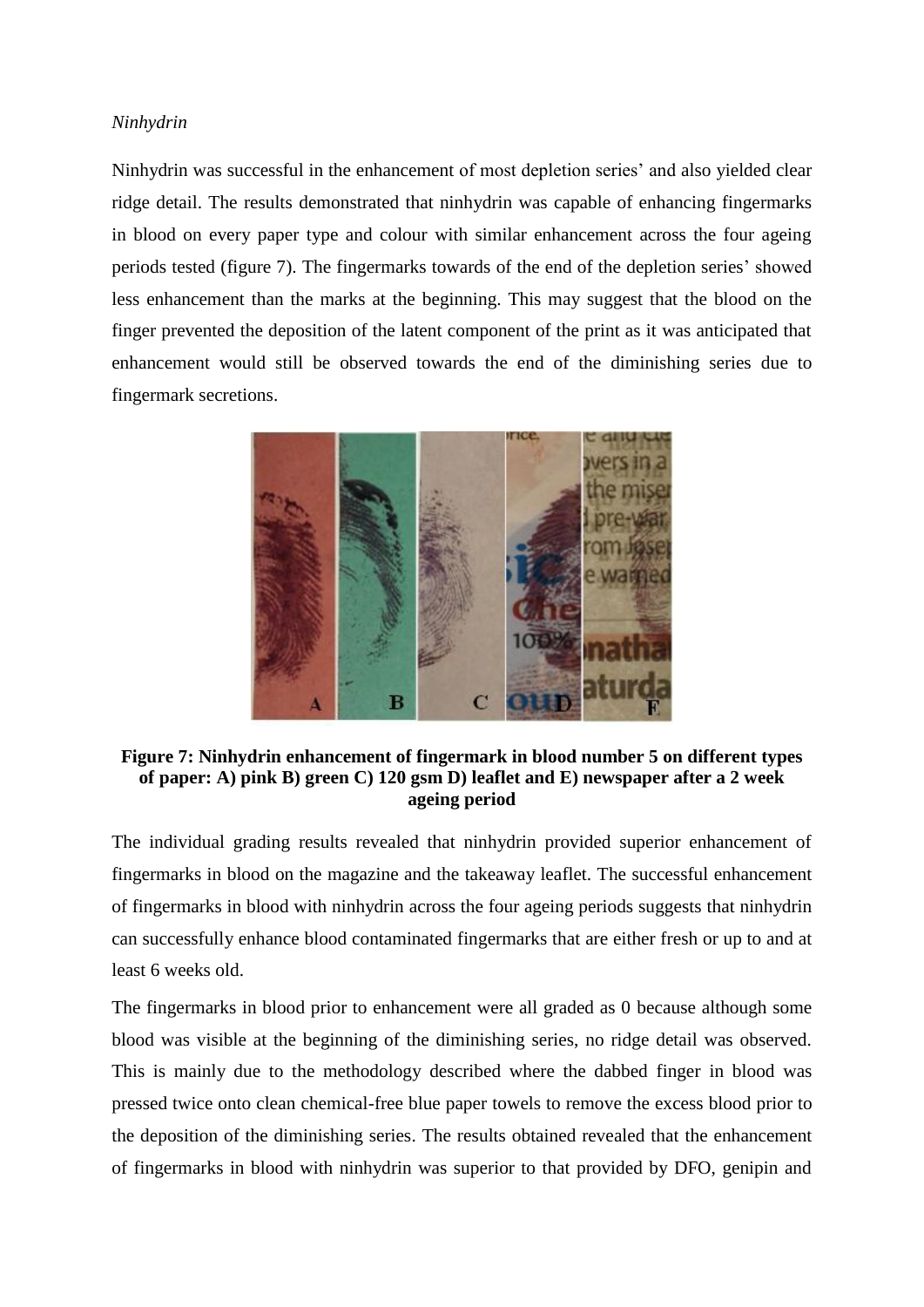*Ninhydrin*

Ninhydrin was successful in the enhancement of most depletion series' and also yielded clear ridge detail. The results demonstrated that ninhydrin was capable of enhancing fingermarks in blood on every paper type and colour with similar enhancement across the four ageing periods tested (figure 7). The fingermarks towards of the end of the depletion series' showed less enhancement than the marks at the beginning. This may suggest that the blood on the finger prevented the deposition of the latent component of the print as it was anticipated that enhancement would still be observed towards the end of the diminishing series due to fingermark secretions.

**Figure 7: Ninhydrin enhancement of fingermark in blood number 5 on different types of paper: A) pink B) green C) 120 gsm D) leaflet and E) newspaper after a 2 week ageing period**

The individual grading results revealed that ninhydrin provided superior enhancement of fingermarks in blood on the magazine and the takeaway leaflet. The successful enhancement of fingermarks in blood with ninhydrin across the four ageing periods suggests that ninhydrin can successfully enhance blood contaminated fingermarks that are either fresh or up to and at least 6 weeks old.

The fingermarks in blood prior to enhancement were all graded as 0 because although some blood was visible at the beginning of the diminishing series, no ridge detail was observed. This is mainly due to the methodology described where the dabbed finger in blood was pressed twice onto clean chemical-free blue paper towels to remove the excess blood prior to the deposition of the diminishing series. The results obtained revealed that the enhancement of fingermarks in blood with ninhydrin was superior to that provided by DFO, genipin and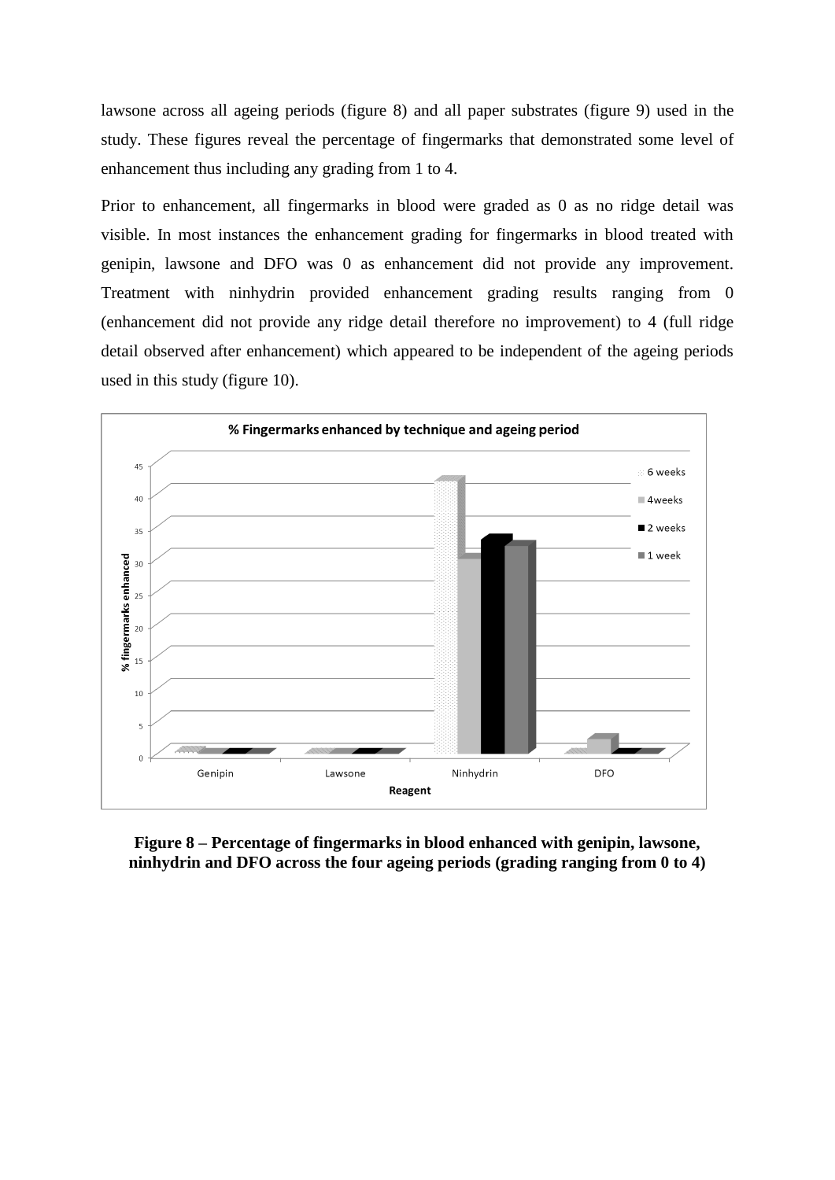lawsone across all ageing periods (figure 8) and all paper substrates (figure 9) used in the study. These figures reveal the percentage of fingermarks that demonstrated some level of enhancement thus including any grading from 1 to 4.

Prior to enhancement, all fingermarks in blood were graded as 0 as no ridge detail was visible. In most instances the enhancement grading for fingermarks in blood treated with genipin, lawsone and DFO was 0 as enhancement did not provide any improvement. Treatment with ninhydrin provided enhancement grading results ranging from 0 (enhancement did not provide any ridge detail therefore no improvement) to 4 (full ridge detail observed after enhancement) which appeared to be independent of the ageing periods used in this study (figure 10).

**Figure 8 – Percentage of fingermarks in blood enhanced with genipin, lawsone, ninhydrin and DFO across the four ageing periods (grading ranging from 0 to 4)**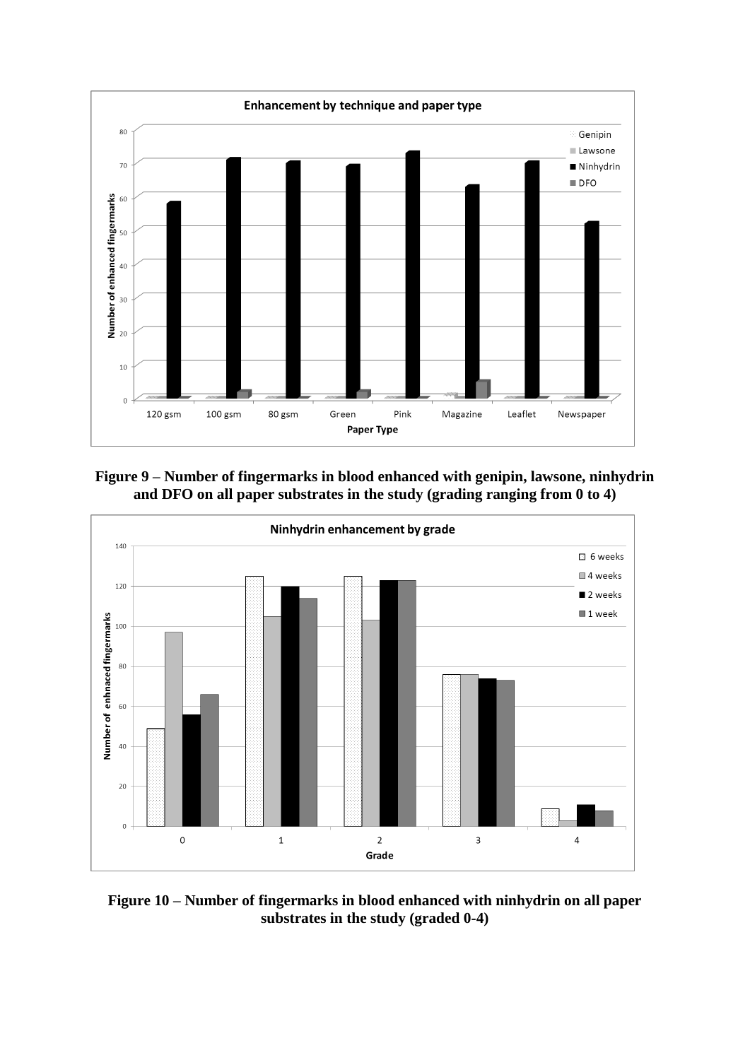**Figure 9 – Number of fingermarks in blood enhanced with genipin, lawsone, ninhydrin and DFO on all paper substrates in the study (grading ranging from 0 to 4)**

**Figure 10 – Number of fingermarks in blood enhanced with ninhydrin on all paper substrates in the study (graded 0-4)**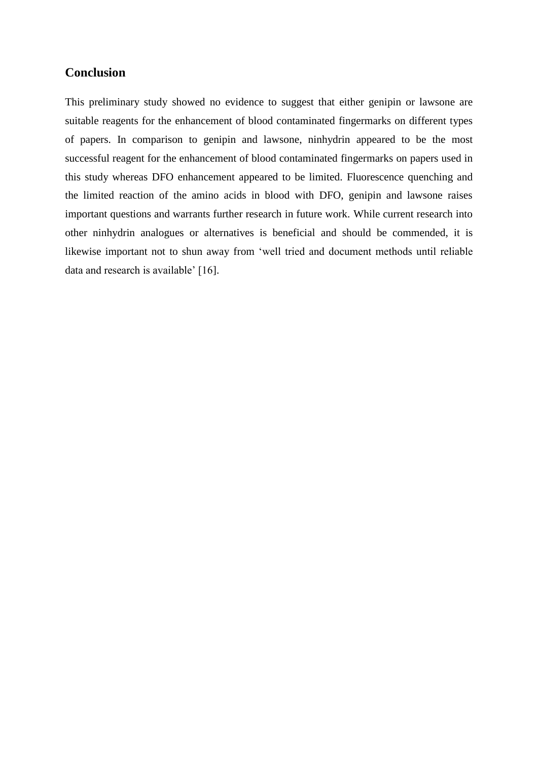## Conclusion

This preliminary study showed no evidence to suggest that either genipin or lawsone are suitable reagents for the enhancement of blood contaminated fingermarks on different types of papers. In comparison to genipin and lawsone, ninhydrin appeared to be the most successful reagent for the enhancement of blood contaminated fingermarks on papers used in this study whereas DFO enhancement appeared to be limited. Fluorescence quenching and the limited reaction of the amino acids in blood with DFO, genipin and lawsone raises important questions and warrants further research in future work. While current research into other ninhydrin analogues or alternatives is beneficial and should be commended, it is likewise important not to shun away from 'well tried and document methods until reliable data and research is available' [16].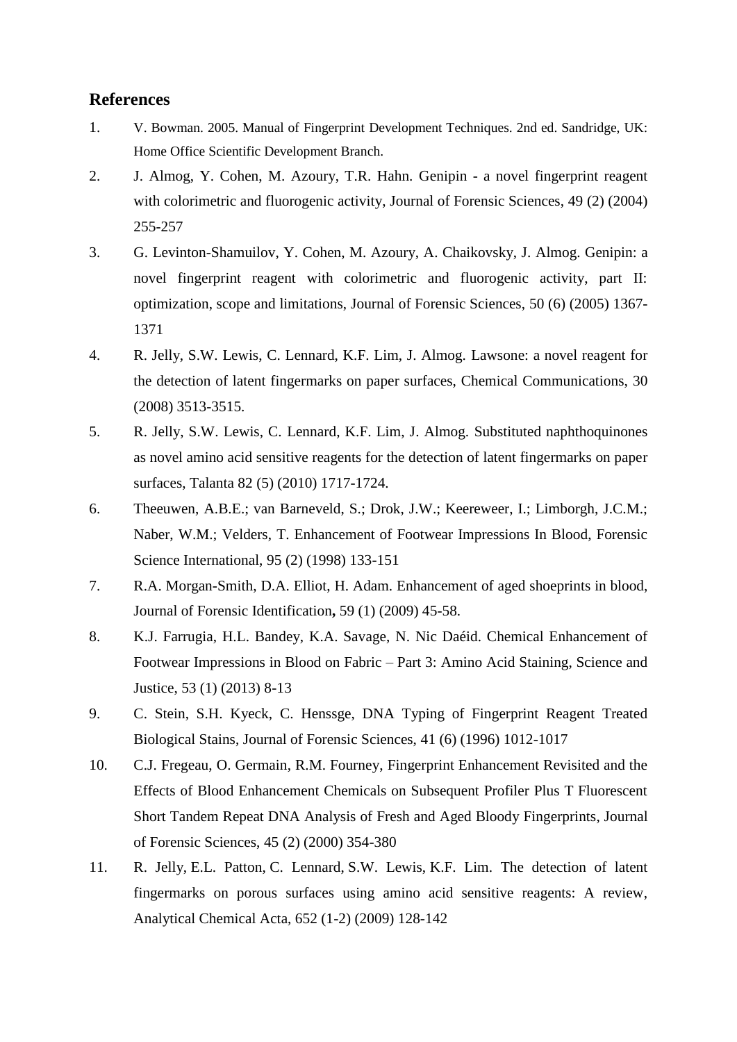## References

1. V. Bowman. 2005. Manual of Fingerprint Development Techniques. 2nd ed. Sandridge, UK: Home Office Scientific Development Branch.
2. J. Almog, Y. Cohen, M. Azoury, T.R. Hahn. Genipin - a novel fingerprint reagent with colorimetric and fluorogenic activity, Journal of Forensic Sciences, 49 (2) (2004) 255-257
3. G. Levinton-Shamuilov, Y. Cohen, M. Azoury, A. Chaikovsky, J. Almog. Genipin: a novel fingerprint reagent with colorimetric and fluorogenic activity, part II: optimization, scope and limitations, Journal of Forensic Sciences, 50 (6) (2005) 1367-1371
4. R. Jelly, S.W. Lewis, C. Lennard, K.F. Lim, J. Almog. Lawsone: a novel reagent for the detection of latent fingermarks on paper surfaces, Chemical Communications, 30 (2008) 3513-3515.
5. R. Jelly, S.W. Lewis, C. Lennard, K.F. Lim, J. Almog. Substituted naphthoquinones as novel amino acid sensitive reagents for the detection of latent fingermarks on paper surfaces, Talanta 82 (5) (2010) 1717-1724.
6. Theeuwen, A.B.E.; van Barneveld, S.; Drok, J.W.; Keereweer, I.; Limborgh, J.C.M.; Naber, W.M.; Velders, T. Enhancement of Footwear Impressions In Blood, Forensic Science International, 95 (2) (1998) 133-151
7. R.A. Morgan-Smith, D.A. Elliot, H. Adam. Enhancement of aged shoeprints in blood, Journal of Forensic Identification**,** 59 (1) (2009) 45-58.
8. K.J. Farrugia, H.L. Bandey, K.A. Savage, N. Nic Daéid. Chemical Enhancement of Footwear Impressions in Blood on Fabric – Part 3: Amino Acid Staining, Science and Justice, 53 (1) (2013) 8-13
9. C. Stein, S.H. Kyeck, C. Henssge, DNA Typing of Fingerprint Reagent Treated Biological Stains, Journal of Forensic Sciences, 41 (6) (1996) 1012-1017
10. C.J. Fregeau, O. Germain, R.M. Fourney, Fingerprint Enhancement Revisited and the Effects of Blood Enhancement Chemicals on Subsequent Profiler Plus T Fluorescent Short Tandem Repeat DNA Analysis of Fresh and Aged Bloody Fingerprints, Journal of Forensic Sciences, 45 (2) (2000) 354-380
11. R. Jelly, E.L. Patton, C. Lennard, S.W. Lewis, K.F. Lim. The detection of latent fingermarks on porous surfaces using amino acid sensitive reagents: A review, Analytical Chemical Acta, 652 (1-2) (2009) 128-142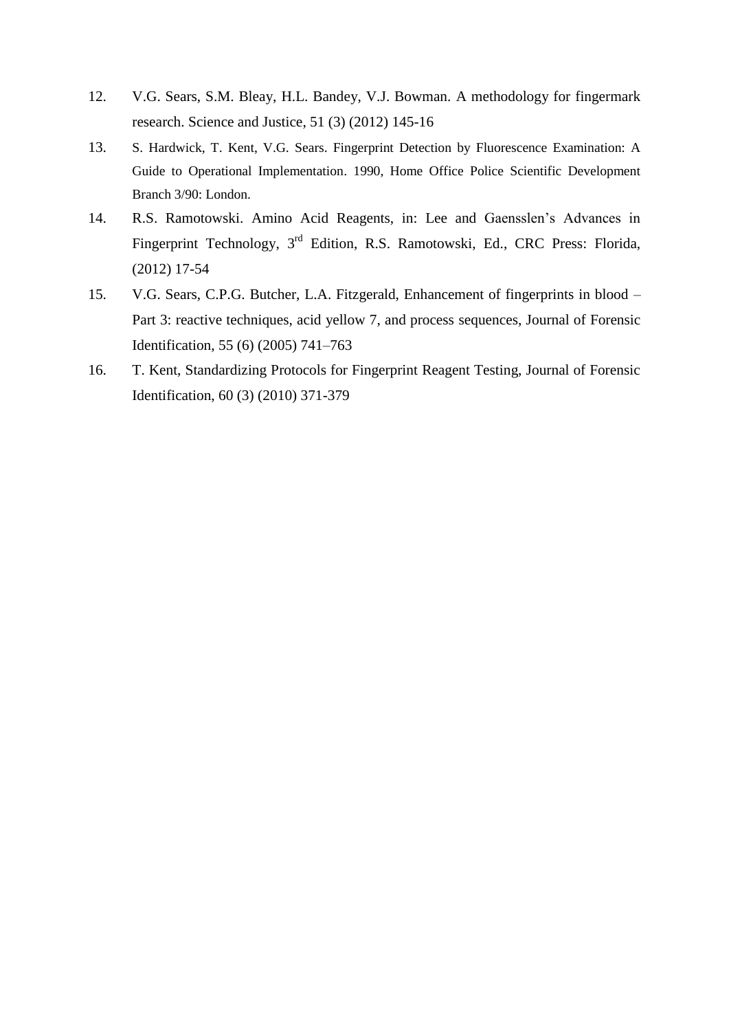12. V.G. Sears, S.M. Bleay, H.L. Bandey, V.J. Bowman. A methodology for fingermark research. Science and Justice, 51 (3) (2012) 145-16
13. S. Hardwick, T. Kent, V.G. Sears. Fingerprint Detection by Fluorescence Examination: A Guide to Operational Implementation. 1990, Home Office Police Scientific Development Branch 3/90: London.
14. R.S. Ramotowski. Amino Acid Reagents, in: Lee and Gaensslen's Advances in Fingerprint Technology, 3rd Edition, R.S. Ramotowski, Ed., CRC Press: Florida, (2012) 17-54
15. V.G. Sears, C.P.G. Butcher, L.A. Fitzgerald, Enhancement of fingerprints in blood – Part 3: reactive techniques, acid yellow 7, and process sequences, Journal of Forensic Identification, 55 (6) (2005) 741–763
16. T. Kent, Standardizing Protocols for Fingerprint Reagent Testing, Journal of Forensic Identification, 60 (3) (2010) 371-379